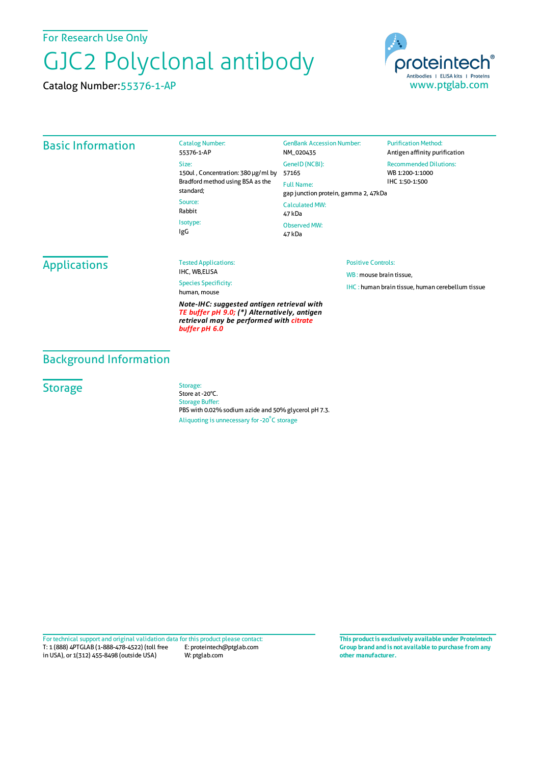For Research Use Only

# GJC2 Polyclonal antibody

Catalog Number: 55376-1-AP

proteintech®
Antibodies | ELISA kits | Proteins
www.ptglab.com

## Basic Information

Catalog Number:
55376-1-AP

Size:
150ul , Concentration: 380 μg/ml by Bradford method using BSA as the standard;

Source:
Rabbit

Isotype:
IgG

GenBank Accession Number:
NM_020435

GeneID (NCBI):
57165

Full Name:
gap junction protein, gamma 2, 47kDa

Calculated MW:
47 kDa

Observed MW:
47 kDa

Purification Method:
Antigen affinity purification

Recommended Dilutions:
WB 1:200-1:1000
IHC 1:50-1:500

## Applications

Tested Applications:
IHC, WB,ELISA

Species Specificity:
human, mouse

***Note-IHC: suggested antigen retrieval with TE buffer pH 9.0; (*) Alternatively, antigen retrieval may be performed with citrate buffer pH 6.0***

Positive Controls:

WB : mouse brain tissue,

IHC : human brain tissue, human cerebellum tissue

## Background Information

## Storage

Storage:
Store at -20°C.

Storage Buffer:
PBS with 0.02% sodium azide and 50% glycerol pH 7.3.

Aliquoting is unnecessary for -20°C storage

For technical support and original validation data for this product please contact:
T: 1 (888) 4PTGLAB (1-888-478-4522) (toll free in USA), or 1(312) 455-8498 (outside USA)
E: proteintech@ptglab.com
W: ptglab.com

**This product is exclusively available under Proteintech Group brand and is not available to purchase from any other manufacturer.**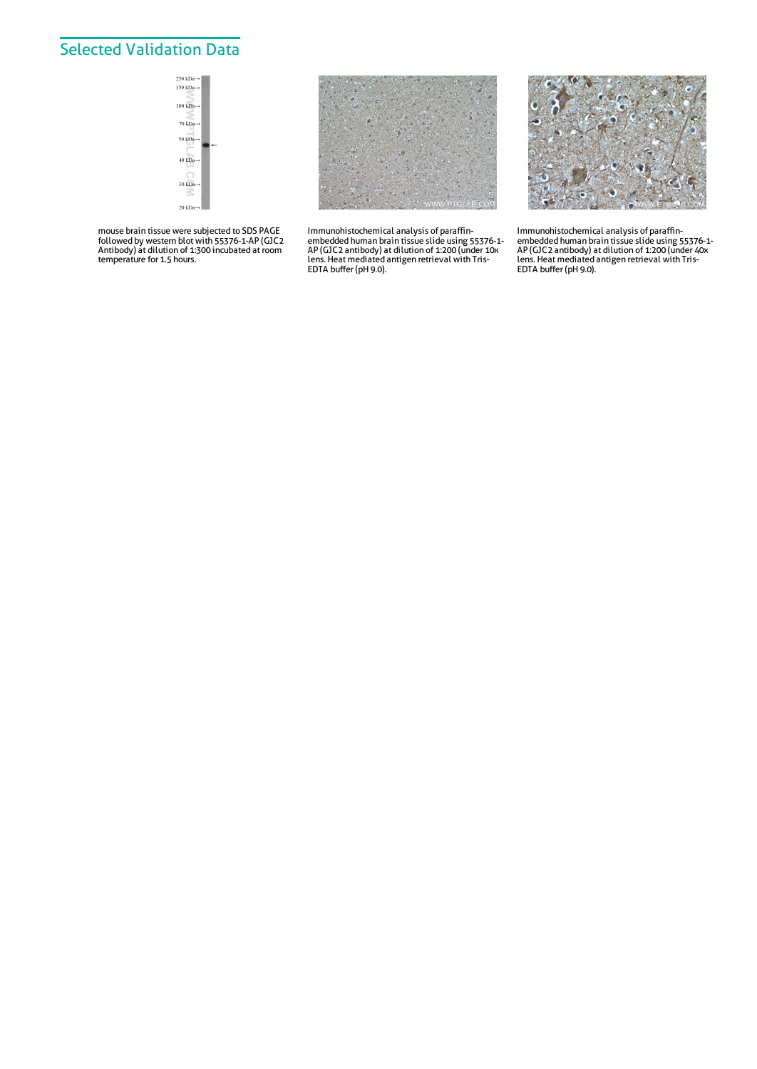## Selected Validation Data

250 kDa→
150 kDa→
100 kDa→
70 kDa→
50 kDa→
40 kDa→
30 kDa→
20 kDa→

mouse brain tissue were subjected to SDS PAGE followed by western blot with 55376-1-AP (GJC2 Antibody) at dilution of 1:300 incubated at room temperature for 1.5 hours.

Immunohistochemical analysis of paraffin-embedded human brain tissue slide using 55376-1-AP (GJC2 antibody) at dilution of 1:200 (under 10x lens. Heat mediated antigen retrieval with Tris-EDTA buffer (pH 9.0).

Immunohistochemical analysis of paraffin-embedded human brain tissue slide using 55376-1-AP (GJC2 antibody) at dilution of 1:200 (under 40x lens. Heat mediated antigen retrieval with Tris-EDTA buffer (pH 9.0).